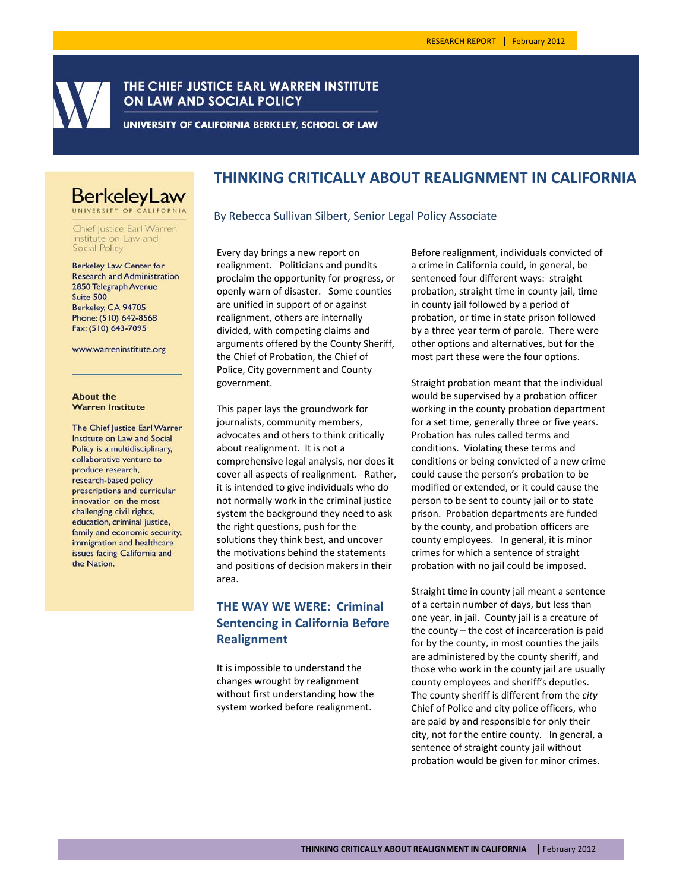RESEARCH REPORT | February 2012

THE CHIEF JUSTICE EARL WARREN INSTITUTE ON LAW AND SOCIAL POLICY

UNIVERSITY OF CALIFORNIA BERKELEY, SCHOOL OF LAW

# THINKING CRITICALLY ABOUT REALIGNMENT IN CALIFORNIA

By Rebecca Sullivan Silbert, Senior Legal Policy Associate

BerkeleyLaw
UNIVERSITY OF CALIFORNIA

Chief Justice Earl Warren Institute on Law and Social Policy

Berkeley Law Center for Research and Administration
2850 Telegraph Avenue
Suite 500
Berkeley, CA 94705
Phone: (510) 642-8568
Fax: (510) 643-7095

www.warreninstitute.org

**About the Warren Institute**

The Chief Justice Earl Warren Institute on Law and Social Policy is a multidisciplinary, collaborative venture to produce research, research-based policy prescriptions and curricular innovation on the most challenging civil rights, education, criminal justice, family and economic security, immigration and healthcare issues facing California and the Nation.

Every day brings a new report on realignment. Politicians and pundits proclaim the opportunity for progress, or openly warn of disaster. Some counties are unified in support of or against realignment, others are internally divided, with competing claims and arguments offered by the County Sheriff, the Chief of Probation, the Chief of Police, City government and County government.

This paper lays the groundwork for journalists, community members, advocates and others to think critically about realignment. It is not a comprehensive legal analysis, nor does it cover all aspects of realignment. Rather, it is intended to give individuals who do not normally work in the criminal justice system the background they need to ask the right questions, push for the solutions they think best, and uncover the motivations behind the statements and positions of decision makers in their area.

## THE WAY WE WERE: Criminal Sentencing in California Before Realignment

It is impossible to understand the changes wrought by realignment without first understanding how the system worked before realignment.

Before realignment, individuals convicted of a crime in California could, in general, be sentenced four different ways: straight probation, straight time in county jail, time in county jail followed by a period of probation, or time in state prison followed by a three year term of parole. There were other options and alternatives, but for the most part these were the four options.

Straight probation meant that the individual would be supervised by a probation officer working in the county probation department for a set time, generally three or five years. Probation has rules called terms and conditions. Violating these terms and conditions or being convicted of a new crime could cause the person's probation to be modified or extended, or it could cause the person to be sent to county jail or to state prison. Probation departments are funded by the county, and probation officers are county employees. In general, it is minor crimes for which a sentence of straight probation with no jail could be imposed.

Straight time in county jail meant a sentence of a certain number of days, but less than one year, in jail. County jail is a creature of the county – the cost of incarceration is paid for by the county, in most counties the jails are administered by the county sheriff, and those who work in the county jail are usually county employees and sheriff's deputies. The county sheriff is different from the *city* Chief of Police and city police officers, who are paid by and responsible for only their city, not for the entire county. In general, a sentence of straight county jail without probation would be given for minor crimes.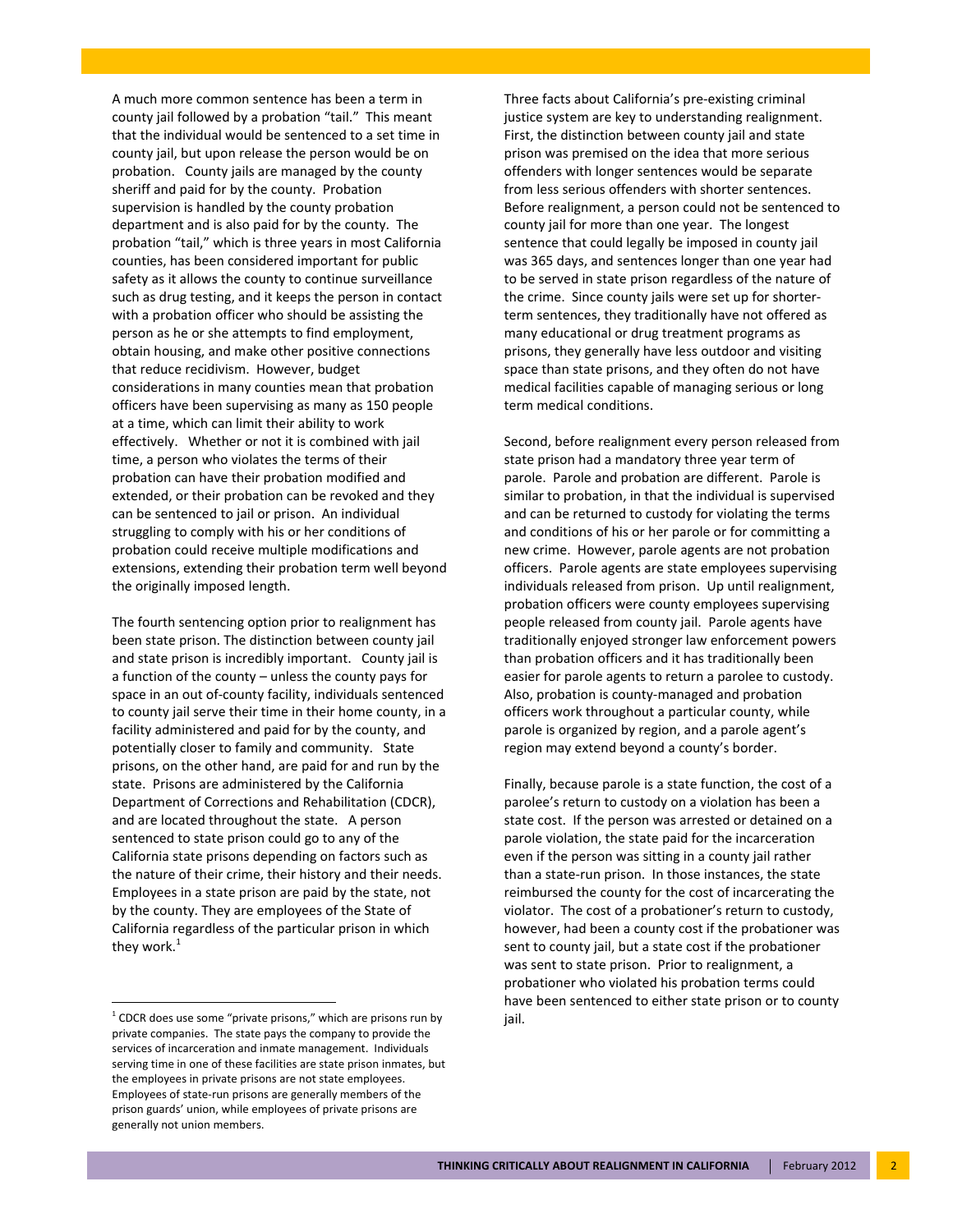A much more common sentence has been a term in county jail followed by a probation "tail." This meant that the individual would be sentenced to a set time in county jail, but upon release the person would be on probation. County jails are managed by the county sheriff and paid for by the county. Probation supervision is handled by the county probation department and is also paid for by the county. The probation "tail," which is three years in most California counties, has been considered important for public safety as it allows the county to continue surveillance such as drug testing, and it keeps the person in contact with a probation officer who should be assisting the person as he or she attempts to find employment, obtain housing, and make other positive connections that reduce recidivism. However, budget considerations in many counties mean that probation officers have been supervising as many as 150 people at a time, which can limit their ability to work effectively. Whether or not it is combined with jail time, a person who violates the terms of their probation can have their probation modified and extended, or their probation can be revoked and they can be sentenced to jail or prison. An individual struggling to comply with his or her conditions of probation could receive multiple modifications and extensions, extending their probation term well beyond the originally imposed length.

The fourth sentencing option prior to realignment has been state prison. The distinction between county jail and state prison is incredibly important. County jail is a function of the county – unless the county pays for space in an out of-county facility, individuals sentenced to county jail serve their time in their home county, in a facility administered and paid for by the county, and potentially closer to family and community. State prisons, on the other hand, are paid for and run by the state. Prisons are administered by the California Department of Corrections and Rehabilitation (CDCR), and are located throughout the state. A person sentenced to state prison could go to any of the California state prisons depending on factors such as the nature of their crime, their history and their needs. Employees in a state prison are paid by the state, not by the county. They are employees of the State of California regardless of the particular prison in which they work.[1]

Three facts about California's pre-existing criminal justice system are key to understanding realignment. First, the distinction between county jail and state prison was premised on the idea that more serious offenders with longer sentences would be separate from less serious offenders with shorter sentences. Before realignment, a person could not be sentenced to county jail for more than one year. The longest sentence that could legally be imposed in county jail was 365 days, and sentences longer than one year had to be served in state prison regardless of the nature of the crime. Since county jails were set up for shorter-term sentences, they traditionally have not offered as many educational or drug treatment programs as prisons, they generally have less outdoor and visiting space than state prisons, and they often do not have medical facilities capable of managing serious or long term medical conditions.

Second, before realignment every person released from state prison had a mandatory three year term of parole. Parole and probation are different. Parole is similar to probation, in that the individual is supervised and can be returned to custody for violating the terms and conditions of his or her parole or for committing a new crime. However, parole agents are not probation officers. Parole agents are state employees supervising individuals released from prison. Up until realignment, probation officers were county employees supervising people released from county jail. Parole agents have traditionally enjoyed stronger law enforcement powers than probation officers and it has traditionally been easier for parole agents to return a parolee to custody. Also, probation is county-managed and probation officers work throughout a particular county, while parole is organized by region, and a parole agent's region may extend beyond a county's border.

Finally, because parole is a state function, the cost of a parolee's return to custody on a violation has been a state cost. If the person was arrested or detained on a parole violation, the state paid for the incarceration even if the person was sitting in a county jail rather than a state-run prison. In those instances, the state reimbursed the county for the cost of incarcerating the violator. The cost of a probationer's return to custody, however, had been a county cost if the probationer was sent to county jail, but a state cost if the probationer was sent to state prison. Prior to realignment, a probationer who violated his probation terms could have been sentenced to either state prison or to county jail.

---

[1] CDCR does use some "private prisons," which are prisons run by private companies. The state pays the company to provide the services of incarceration and inmate management. Individuals serving time in one of these facilities are state prison inmates, but the employees in private prisons are not state employees. Employees of state-run prisons are generally members of the prison guards' union, while employees of private prisons are generally not union members.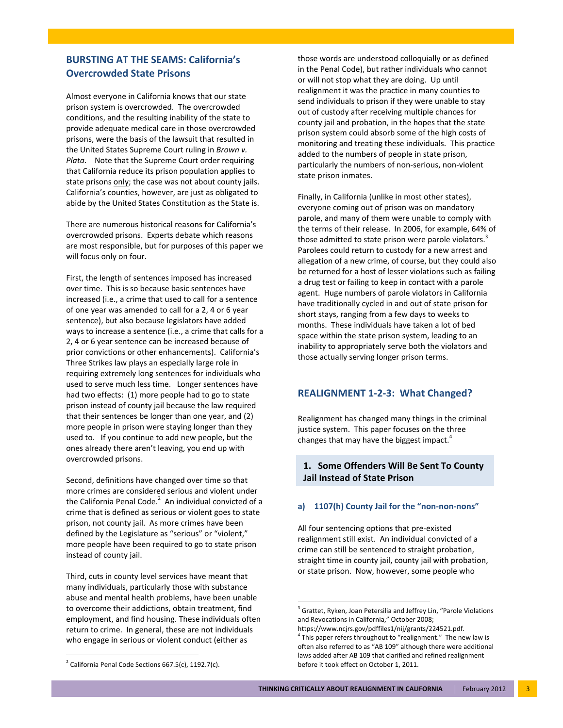## BURSTING AT THE SEAMS: California's Overcrowded State Prisons

Almost everyone in California knows that our state prison system is overcrowded. The overcrowded conditions, and the resulting inability of the state to provide adequate medical care in those overcrowded prisons, were the basis of the lawsuit that resulted in the United States Supreme Court ruling in *Brown v. Plata*. Note that the Supreme Court order requiring that California reduce its prison population applies to state prisons only; the case was not about county jails. California's counties, however, are just as obligated to abide by the United States Constitution as the State is.

There are numerous historical reasons for California's overcrowded prisons. Experts debate which reasons are most responsible, but for purposes of this paper we will focus only on four.

First, the length of sentences imposed has increased over time. This is so because basic sentences have increased (i.e., a crime that used to call for a sentence of one year was amended to call for a 2, 4 or 6 year sentence), but also because legislators have added ways to increase a sentence (i.e., a crime that calls for a 2, 4 or 6 year sentence can be increased because of prior convictions or other enhancements). California's Three Strikes law plays an especially large role in requiring extremely long sentences for individuals who used to serve much less time. Longer sentences have had two effects: (1) more people had to go to state prison instead of county jail because the law required that their sentences be longer than one year, and (2) more people in prison were staying longer than they used to. If you continue to add new people, but the ones already there aren't leaving, you end up with overcrowded prisons.

Second, definitions have changed over time so that more crimes are considered serious and violent under the California Penal Code.[2] An individual convicted of a crime that is defined as serious or violent goes to state prison, not county jail. As more crimes have been defined by the Legislature as "serious" or "violent," more people have been required to go to state prison instead of county jail.

Third, cuts in county level services have meant that many individuals, particularly those with substance abuse and mental health problems, have been unable to overcome their addictions, obtain treatment, find employment, and find housing. These individuals often return to crime. In general, these are not individuals who engage in serious or violent conduct (either as those words are understood colloquially or as defined in the Penal Code), but rather individuals who cannot or will not stop what they are doing. Up until realignment it was the practice in many counties to send individuals to prison if they were unable to stay out of custody after receiving multiple chances for county jail and probation, in the hopes that the state prison system could absorb some of the high costs of monitoring and treating these individuals. This practice added to the numbers of people in state prison, particularly the numbers of non-serious, non-violent state prison inmates.

Finally, in California (unlike in most other states), everyone coming out of prison was on mandatory parole, and many of them were unable to comply with the terms of their release. In 2006, for example, 64% of those admitted to state prison were parole violators.[3] Parolees could return to custody for a new arrest and allegation of a new crime, of course, but they could also be returned for a host of lesser violations such as failing a drug test or failing to keep in contact with a parole agent. Huge numbers of parole violators in California have traditionally cycled in and out of state prison for short stays, ranging from a few days to weeks to months. These individuals have taken a lot of bed space within the state prison system, leading to an inability to appropriately serve both the violators and those actually serving longer prison terms.

## REALIGNMENT 1-2-3: What Changed?

Realignment has changed many things in the criminal justice system. This paper focuses on the three changes that may have the biggest impact.[4]

### 1. Some Offenders Will Be Sent To County Jail Instead of State Prison

#### a) 1107(h) County Jail for the "non-non-nons"

All four sentencing options that pre-existed realignment still exist. An individual convicted of a crime can still be sentenced to straight probation, straight time in county jail, county jail with probation, or state prison. Now, however, some people who

---

[2] California Penal Code Sections 667.5(c), 1192.7(c).

[3] Grattet, Ryken, Joan Petersilia and Jeffrey Lin, "Parole Violations and Revocations in California," October 2008; https://www.ncjrs.gov/pdffiles1/nij/grants/224521.pdf.

[4] This paper refers throughout to "realignment." The new law is often also referred to as "AB 109" although there were additional laws added after AB 109 that clarified and refined realignment before it took effect on October 1, 2011.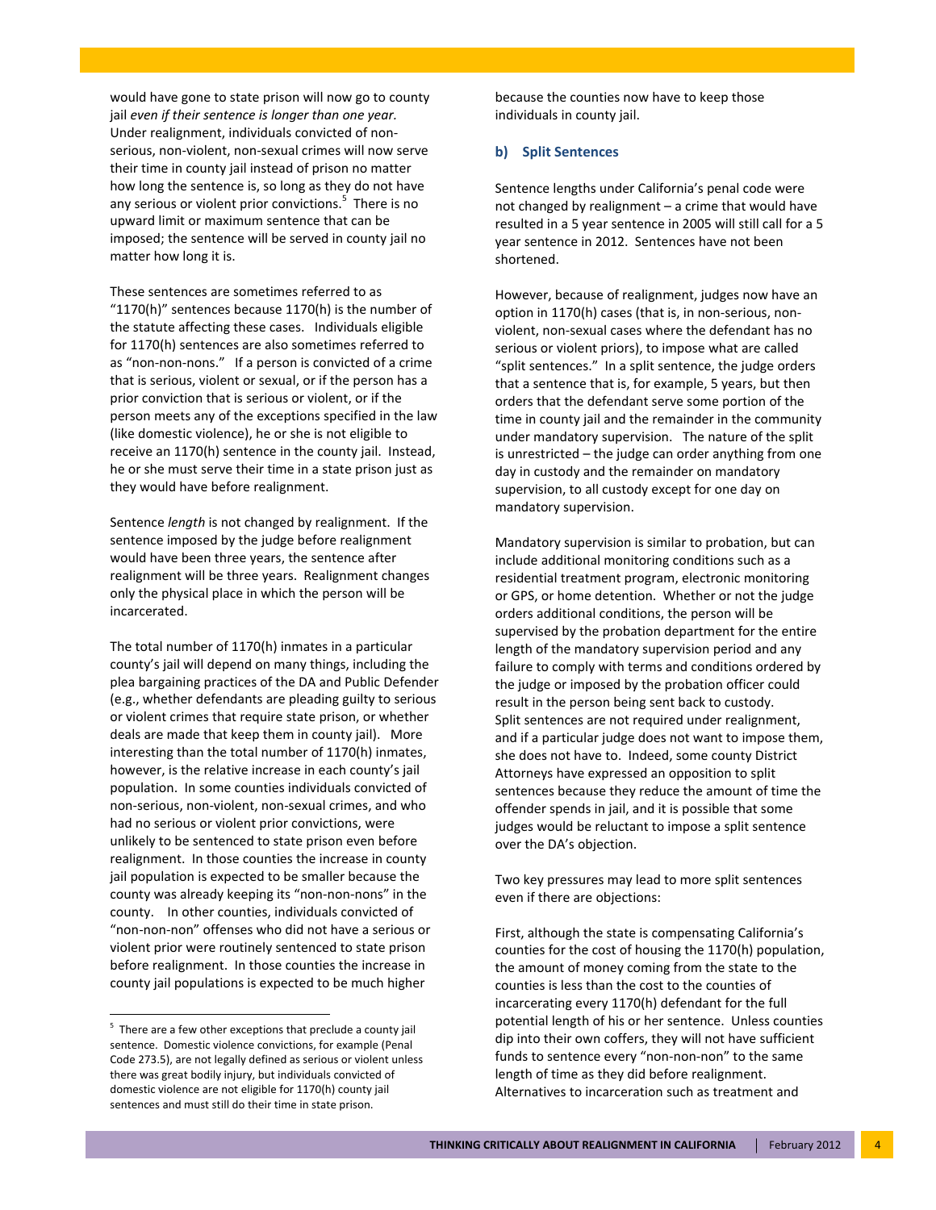would have gone to state prison will now go to county jail *even if their sentence is longer than one year.* Under realignment, individuals convicted of non-serious, non-violent, non-sexual crimes will now serve their time in county jail instead of prison no matter how long the sentence is, so long as they do not have any serious or violent prior convictions.[5] There is no upward limit or maximum sentence that can be imposed; the sentence will be served in county jail no matter how long it is.

These sentences are sometimes referred to as "1170(h)" sentences because 1170(h) is the number of the statute affecting these cases. Individuals eligible for 1170(h) sentences are also sometimes referred to as "non-non-nons." If a person is convicted of a crime that is serious, violent or sexual, or if the person has a prior conviction that is serious or violent, or if the person meets any of the exceptions specified in the law (like domestic violence), he or she is not eligible to receive an 1170(h) sentence in the county jail. Instead, he or she must serve their time in a state prison just as they would have before realignment.

Sentence *length* is not changed by realignment. If the sentence imposed by the judge before realignment would have been three years, the sentence after realignment will be three years. Realignment changes only the physical place in which the person will be incarcerated.

The total number of 1170(h) inmates in a particular county's jail will depend on many things, including the plea bargaining practices of the DA and Public Defender (e.g., whether defendants are pleading guilty to serious or violent crimes that require state prison, or whether deals are made that keep them in county jail). More interesting than the total number of 1170(h) inmates, however, is the relative increase in each county's jail population. In some counties individuals convicted of non-serious, non-violent, non-sexual crimes, and who had no serious or violent prior convictions, were unlikely to be sentenced to state prison even before realignment. In those counties the increase in county jail population is expected to be smaller because the county was already keeping its "non-non-nons" in the county. In other counties, individuals convicted of "non-non-non" offenses who did not have a serious or violent prior were routinely sentenced to state prison before realignment. In those counties the increase in county jail populations is expected to be much higher because the counties now have to keep those individuals in county jail.

### b) Split Sentences

Sentence lengths under California's penal code were not changed by realignment – a crime that would have resulted in a 5 year sentence in 2005 will still call for a 5 year sentence in 2012. Sentences have not been shortened.

However, because of realignment, judges now have an option in 1170(h) cases (that is, in non-serious, non-violent, non-sexual cases where the defendant has no serious or violent priors), to impose what are called "split sentences." In a split sentence, the judge orders that a sentence that is, for example, 5 years, but then orders that the defendant serve some portion of the time in county jail and the remainder in the community under mandatory supervision. The nature of the split is unrestricted – the judge can order anything from one day in custody and the remainder on mandatory supervision, to all custody except for one day on mandatory supervision.

Mandatory supervision is similar to probation, but can include additional monitoring conditions such as a residential treatment program, electronic monitoring or GPS, or home detention. Whether or not the judge orders additional conditions, the person will be supervised by the probation department for the entire length of the mandatory supervision period and any failure to comply with terms and conditions ordered by the judge or imposed by the probation officer could result in the person being sent back to custody. Split sentences are not required under realignment, and if a particular judge does not want to impose them, she does not have to. Indeed, some county District Attorneys have expressed an opposition to split sentences because they reduce the amount of time the offender spends in jail, and it is possible that some judges would be reluctant to impose a split sentence over the DA's objection.

Two key pressures may lead to more split sentences even if there are objections:

First, although the state is compensating California's counties for the cost of housing the 1170(h) population, the amount of money coming from the state to the counties is less than the cost to the counties of incarcerating every 1170(h) defendant for the full potential length of his or her sentence. Unless counties dip into their own coffers, they will not have sufficient funds to sentence every "non-non-non" to the same length of time as they did before realignment. Alternatives to incarceration such as treatment and

---

[5] There are a few other exceptions that preclude a county jail sentence. Domestic violence convictions, for example (Penal Code 273.5), are not legally defined as serious or violent unless there was great bodily injury, but individuals convicted of domestic violence are not eligible for 1170(h) county jail sentences and must still do their time in state prison.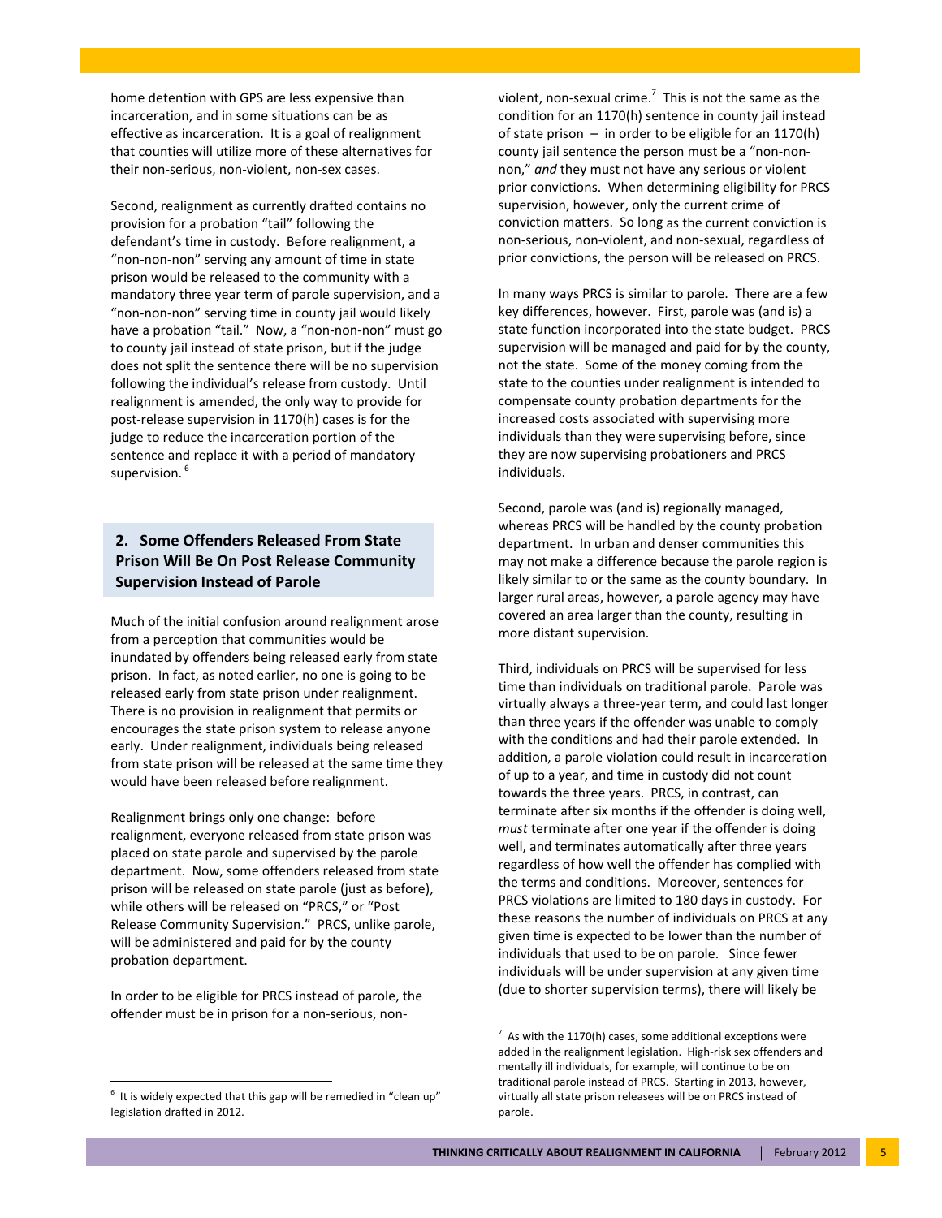home detention with GPS are less expensive than incarceration, and in some situations can be as effective as incarceration. It is a goal of realignment that counties will utilize more of these alternatives for their non-serious, non-violent, non-sex cases.

Second, realignment as currently drafted contains no provision for a probation "tail" following the defendant's time in custody. Before realignment, a "non-non-non" serving any amount of time in state prison would be released to the community with a mandatory three year term of parole supervision, and a "non-non-non" serving time in county jail would likely have a probation "tail." Now, a "non-non-non" must go to county jail instead of state prison, but if the judge does not split the sentence there will be no supervision following the individual's release from custody. Until realignment is amended, the only way to provide for post-release supervision in 1170(h) cases is for the judge to reduce the incarceration portion of the sentence and replace it with a period of mandatory supervision.[6]

## 2. Some Offenders Released From State Prison Will Be On Post Release Community Supervision Instead of Parole

Much of the initial confusion around realignment arose from a perception that communities would be inundated by offenders being released early from state prison. In fact, as noted earlier, no one is going to be released early from state prison under realignment. There is no provision in realignment that permits or encourages the state prison system to release anyone early. Under realignment, individuals being released from state prison will be released at the same time they would have been released before realignment.

Realignment brings only one change: before realignment, everyone released from state prison was placed on state parole and supervised by the parole department. Now, some offenders released from state prison will be released on state parole (just as before), while others will be released on "PRCS," or "Post Release Community Supervision." PRCS, unlike parole, will be administered and paid for by the county probation department.

In order to be eligible for PRCS instead of parole, the offender must be in prison for a non-serious, non-violent, non-sexual crime.[7] This is not the same as the condition for an 1170(h) sentence in county jail instead of state prison – in order to be eligible for an 1170(h) county jail sentence the person must be a "non-non-non," *and* they must not have any serious or violent prior convictions. When determining eligibility for PRCS supervision, however, only the current crime of conviction matters. So long as the current conviction is non-serious, non-violent, and non-sexual, regardless of prior convictions, the person will be released on PRCS.

In many ways PRCS is similar to parole. There are a few key differences, however. First, parole was (and is) a state function incorporated into the state budget. PRCS supervision will be managed and paid for by the county, not the state. Some of the money coming from the state to the counties under realignment is intended to compensate county probation departments for the increased costs associated with supervising more individuals than they were supervising before, since they are now supervising probationers and PRCS individuals.

Second, parole was (and is) regionally managed, whereas PRCS will be handled by the county probation department. In urban and denser communities this may not make a difference because the parole region is likely similar to or the same as the county boundary. In larger rural areas, however, a parole agency may have covered an area larger than the county, resulting in more distant supervision.

Third, individuals on PRCS will be supervised for less time than individuals on traditional parole. Parole was virtually always a three-year term, and could last longer than three years if the offender was unable to comply with the conditions and had their parole extended. In addition, a parole violation could result in incarceration of up to a year, and time in custody did not count towards the three years. PRCS, in contrast, can terminate after six months if the offender is doing well, *must* terminate after one year if the offender is doing well, and terminates automatically after three years regardless of how well the offender has complied with the terms and conditions. Moreover, sentences for PRCS violations are limited to 180 days in custody. For these reasons the number of individuals on PRCS at any given time is expected to be lower than the number of individuals that used to be on parole. Since fewer individuals will be under supervision at any given time (due to shorter supervision terms), there will likely be

---

[6] It is widely expected that this gap will be remedied in "clean up" legislation drafted in 2012.

[7] As with the 1170(h) cases, some additional exceptions were added in the realignment legislation. High-risk sex offenders and mentally ill individuals, for example, will continue to be on traditional parole instead of PRCS. Starting in 2013, however, virtually all state prison releasees will be on PRCS instead of parole.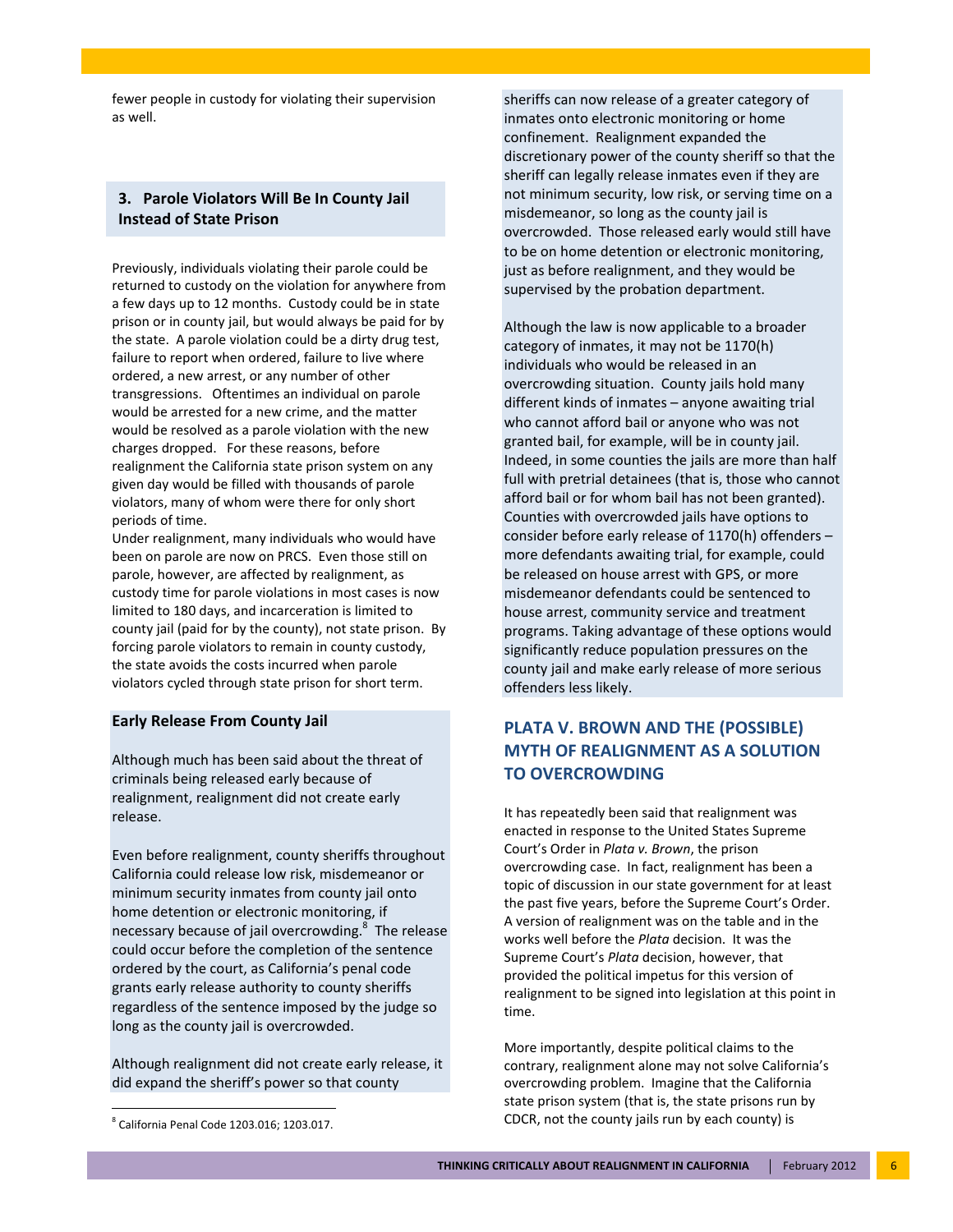fewer people in custody for violating their supervision as well.

### 3. Parole Violators Will Be In County Jail Instead of State Prison

Previously, individuals violating their parole could be returned to custody on the violation for anywhere from a few days up to 12 months. Custody could be in state prison or in county jail, but would always be paid for by the state. A parole violation could be a dirty drug test, failure to report when ordered, failure to live where ordered, a new arrest, or any number of other transgressions. Oftentimes an individual on parole would be arrested for a new crime, and the matter would be resolved as a parole violation with the new charges dropped. For these reasons, before realignment the California state prison system on any given day would be filled with thousands of parole violators, many of whom were there for only short periods of time.

Under realignment, many individuals who would have been on parole are now on PRCS. Even those still on parole, however, are affected by realignment, as custody time for parole violations in most cases is now limited to 180 days, and incarceration is limited to county jail (paid for by the county), not state prison. By forcing parole violators to remain in county custody, the state avoids the costs incurred when parole violators cycled through state prison for short term.

### Early Release From County Jail

Although much has been said about the threat of criminals being released early because of realignment, realignment did not create early release.

Even before realignment, county sheriffs throughout California could release low risk, misdemeanor or minimum security inmates from county jail onto home detention or electronic monitoring, if necessary because of jail overcrowding.[8] The release could occur before the completion of the sentence ordered by the court, as California's penal code grants early release authority to county sheriffs regardless of the sentence imposed by the judge so long as the county jail is overcrowded.

Although realignment did not create early release, it did expand the sheriff's power so that county sheriffs can now release of a greater category of inmates onto electronic monitoring or home confinement. Realignment expanded the discretionary power of the county sheriff so that the sheriff can legally release inmates even if they are not minimum security, low risk, or serving time on a misdemeanor, so long as the county jail is overcrowded. Those released early would still have to be on home detention or electronic monitoring, just as before realignment, and they would be supervised by the probation department.

Although the law is now applicable to a broader category of inmates, it may not be 1170(h) individuals who would be released in an overcrowding situation. County jails hold many different kinds of inmates – anyone awaiting trial who cannot afford bail or anyone who was not granted bail, for example, will be in county jail. Indeed, in some counties the jails are more than half full with pretrial detainees (that is, those who cannot afford bail or for whom bail has not been granted). Counties with overcrowded jails have options to consider before early release of 1170(h) offenders – more defendants awaiting trial, for example, could be released on house arrest with GPS, or more misdemeanor defendants could be sentenced to house arrest, community service and treatment programs. Taking advantage of these options would significantly reduce population pressures on the county jail and make early release of more serious offenders less likely.

## PLATA V. BROWN AND THE (POSSIBLE) MYTH OF REALIGNMENT AS A SOLUTION TO OVERCROWDING

It has repeatedly been said that realignment was enacted in response to the United States Supreme Court's Order in *Plata v. Brown*, the prison overcrowding case. In fact, realignment has been a topic of discussion in our state government for at least the past five years, before the Supreme Court's Order. A version of realignment was on the table and in the works well before the *Plata* decision. It was the Supreme Court's *Plata* decision, however, that provided the political impetus for this version of realignment to be signed into legislation at this point in time.

More importantly, despite political claims to the contrary, realignment alone may not solve California's overcrowding problem. Imagine that the California state prison system (that is, the state prisons run by CDCR, not the county jails run by each county) is

[8] California Penal Code 1203.016; 1203.017.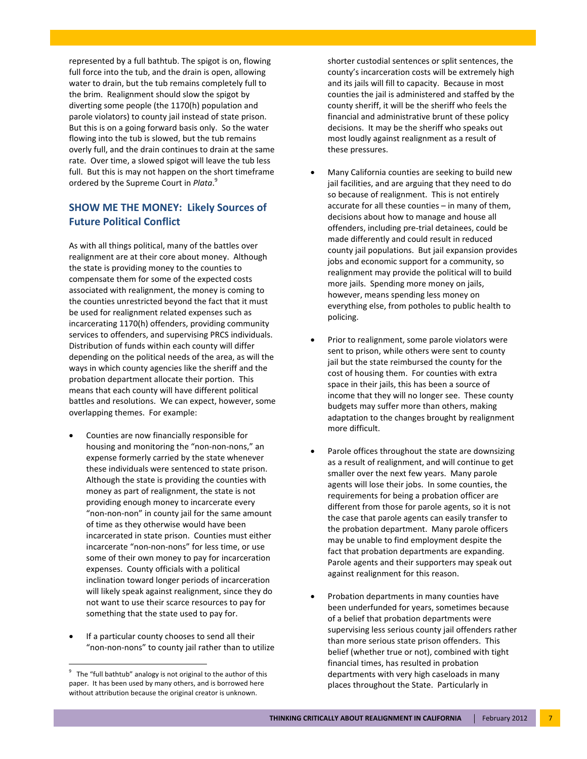represented by a full bathtub. The spigot is on, flowing full force into the tub, and the drain is open, allowing water to drain, but the tub remains completely full to the brim. Realignment should slow the spigot by diverting some people (the 1170(h) population and parole violators) to county jail instead of state prison. But this is on a going forward basis only. So the water flowing into the tub is slowed, but the tub remains overly full, and the drain continues to drain at the same rate. Over time, a slowed spigot will leave the tub less full. But this is may not happen on the short timeframe ordered by the Supreme Court in *Plata*.[9]

## SHOW ME THE MONEY: Likely Sources of Future Political Conflict

As with all things political, many of the battles over realignment are at their core about money. Although the state is providing money to the counties to compensate them for some of the expected costs associated with realignment, the money is coming to the counties unrestricted beyond the fact that it must be used for realignment related expenses such as incarcerating 1170(h) offenders, providing community services to offenders, and supervising PRCS individuals. Distribution of funds within each county will differ depending on the political needs of the area, as will the ways in which county agencies like the sheriff and the probation department allocate their portion. This means that each county will have different political battles and resolutions. We can expect, however, some overlapping themes. For example:

- Counties are now financially responsible for housing and monitoring the "non-non-nons," an expense formerly carried by the state whenever these individuals were sentenced to state prison. Although the state is providing the counties with money as part of realignment, the state is not providing enough money to incarcerate every "non-non-non" in county jail for the same amount of time as they otherwise would have been incarcerated in state prison. Counties must either incarcerate "non-non-nons" for less time, or use some of their own money to pay for incarceration expenses. County officials with a political inclination toward longer periods of incarceration will likely speak against realignment, since they do not want to use their scarce resources to pay for something that the state used to pay for.

- If a particular county chooses to send all their "non-non-nons" to county jail rather than to utilize shorter custodial sentences or split sentences, the county's incarceration costs will be extremely high and its jails will fill to capacity. Because in most counties the jail is administered and staffed by the county sheriff, it will be the sheriff who feels the financial and administrative brunt of these policy decisions. It may be the sheriff who speaks out most loudly against realignment as a result of these pressures.

- Many California counties are seeking to build new jail facilities, and are arguing that they need to do so because of realignment. This is not entirely accurate for all these counties – in many of them, decisions about how to manage and house all offenders, including pre-trial detainees, could be made differently and could result in reduced county jail populations. But jail expansion provides jobs and economic support for a community, so realignment may provide the political will to build more jails. Spending more money on jails, however, means spending less money on everything else, from potholes to public health to policing.

- Prior to realignment, some parole violators were sent to prison, while others were sent to county jail but the state reimbursed the county for the cost of housing them. For counties with extra space in their jails, this has been a source of income that they will no longer see. These county budgets may suffer more than others, making adaptation to the changes brought by realignment more difficult.

- Parole offices throughout the state are downsizing as a result of realignment, and will continue to get smaller over the next few years. Many parole agents will lose their jobs. In some counties, the requirements for being a probation officer are different from those for parole agents, so it is not the case that parole agents can easily transfer to the probation department. Many parole officers may be unable to find employment despite the fact that probation departments are expanding. Parole agents and their supporters may speak out against realignment for this reason.

- Probation departments in many counties have been underfunded for years, sometimes because of a belief that probation departments were supervising less serious county jail offenders rather than more serious state prison offenders. This belief (whether true or not), combined with tight financial times, has resulted in probation departments with very high caseloads in many places throughout the State. Particularly in

[9] The "full bathtub" analogy is not original to the author of this paper. It has been used by many others, and is borrowed here without attribution because the original creator is unknown.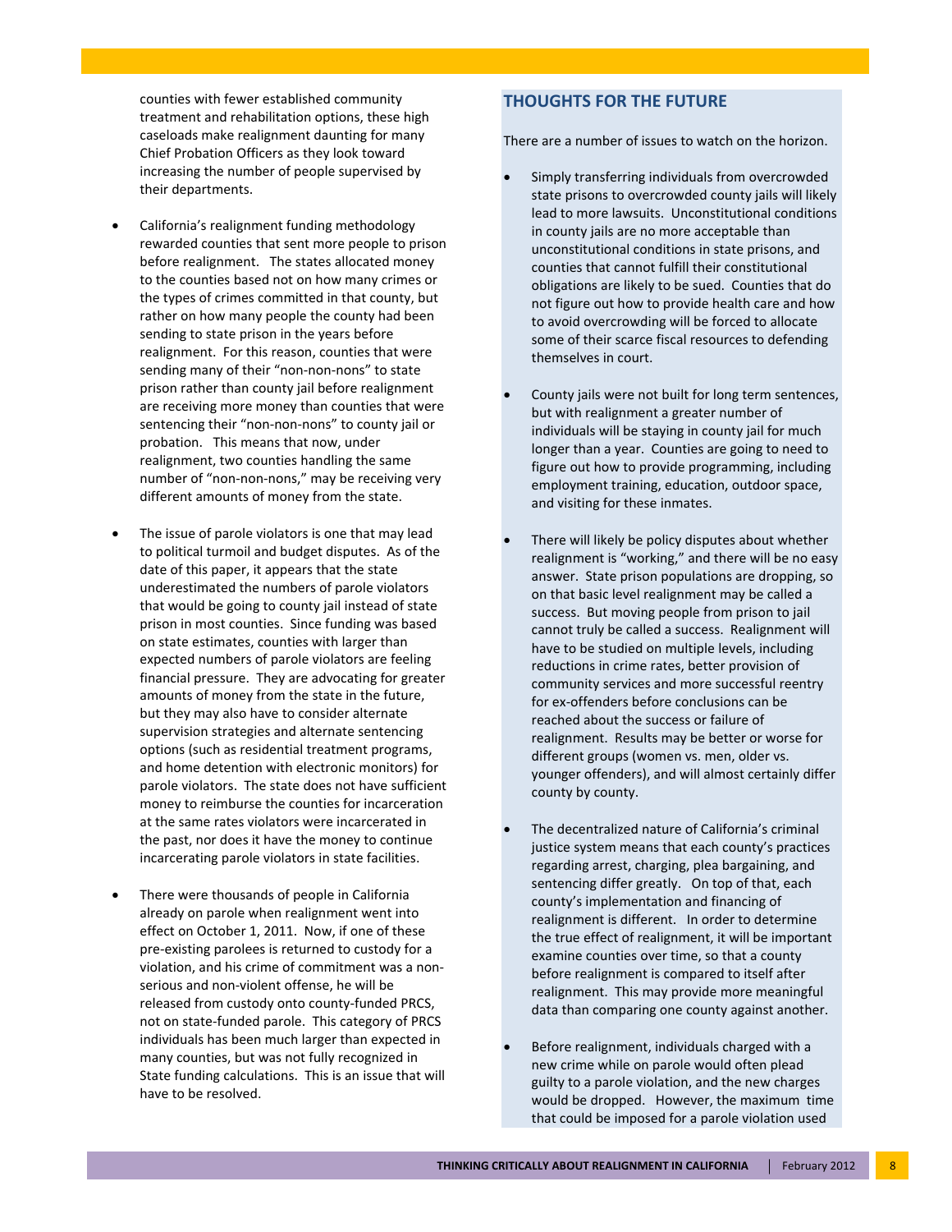counties with fewer established community treatment and rehabilitation options, these high caseloads make realignment daunting for many Chief Probation Officers as they look toward increasing the number of people supervised by their departments.

- California's realignment funding methodology rewarded counties that sent more people to prison before realignment. The states allocated money to the counties based not on how many crimes or the types of crimes committed in that county, but rather on how many people the county had been sending to state prison in the years before realignment. For this reason, counties that were sending many of their "non-non-nons" to state prison rather than county jail before realignment are receiving more money than counties that were sentencing their "non-non-nons" to county jail or probation. This means that now, under realignment, two counties handling the same number of "non-non-nons," may be receiving very different amounts of money from the state.

- The issue of parole violators is one that may lead to political turmoil and budget disputes. As of the date of this paper, it appears that the state underestimated the numbers of parole violators that would be going to county jail instead of state prison in most counties. Since funding was based on state estimates, counties with larger than expected numbers of parole violators are feeling financial pressure. They are advocating for greater amounts of money from the state in the future, but they may also have to consider alternate supervision strategies and alternate sentencing options (such as residential treatment programs, and home detention with electronic monitors) for parole violators. The state does not have sufficient money to reimburse the counties for incarceration at the same rates violators were incarcerated in the past, nor does it have the money to continue incarcerating parole violators in state facilities.

- There were thousands of people in California already on parole when realignment went into effect on October 1, 2011. Now, if one of these pre-existing parolees is returned to custody for a violation, and his crime of commitment was a non-serious and non-violent offense, he will be released from custody onto county-funded PRCS, not on state-funded parole. This category of PRCS individuals has been much larger than expected in many counties, but was not fully recognized in State funding calculations. This is an issue that will have to be resolved.

## THOUGHTS FOR THE FUTURE

There are a number of issues to watch on the horizon.

- Simply transferring individuals from overcrowded state prisons to overcrowded county jails will likely lead to more lawsuits. Unconstitutional conditions in county jails are no more acceptable than unconstitutional conditions in state prisons, and counties that cannot fulfill their constitutional obligations are likely to be sued. Counties that do not figure out how to provide health care and how to avoid overcrowding will be forced to allocate some of their scarce fiscal resources to defending themselves in court.

- County jails were not built for long term sentences, but with realignment a greater number of individuals will be staying in county jail for much longer than a year. Counties are going to need to figure out how to provide programming, including employment training, education, outdoor space, and visiting for these inmates.

- There will likely be policy disputes about whether realignment is "working," and there will be no easy answer. State prison populations are dropping, so on that basic level realignment may be called a success. But moving people from prison to jail cannot truly be called a success. Realignment will have to be studied on multiple levels, including reductions in crime rates, better provision of community services and more successful reentry for ex-offenders before conclusions can be reached about the success or failure of realignment. Results may be better or worse for different groups (women vs. men, older vs. younger offenders), and will almost certainly differ county by county.

- The decentralized nature of California's criminal justice system means that each county's practices regarding arrest, charging, plea bargaining, and sentencing differ greatly. On top of that, each county's implementation and financing of realignment is different. In order to determine the true effect of realignment, it will be important examine counties over time, so that a county before realignment is compared to itself after realignment. This may provide more meaningful data than comparing one county against another.

- Before realignment, individuals charged with a new crime while on parole would often plead guilty to a parole violation, and the new charges would be dropped. However, the maximum time that could be imposed for a parole violation used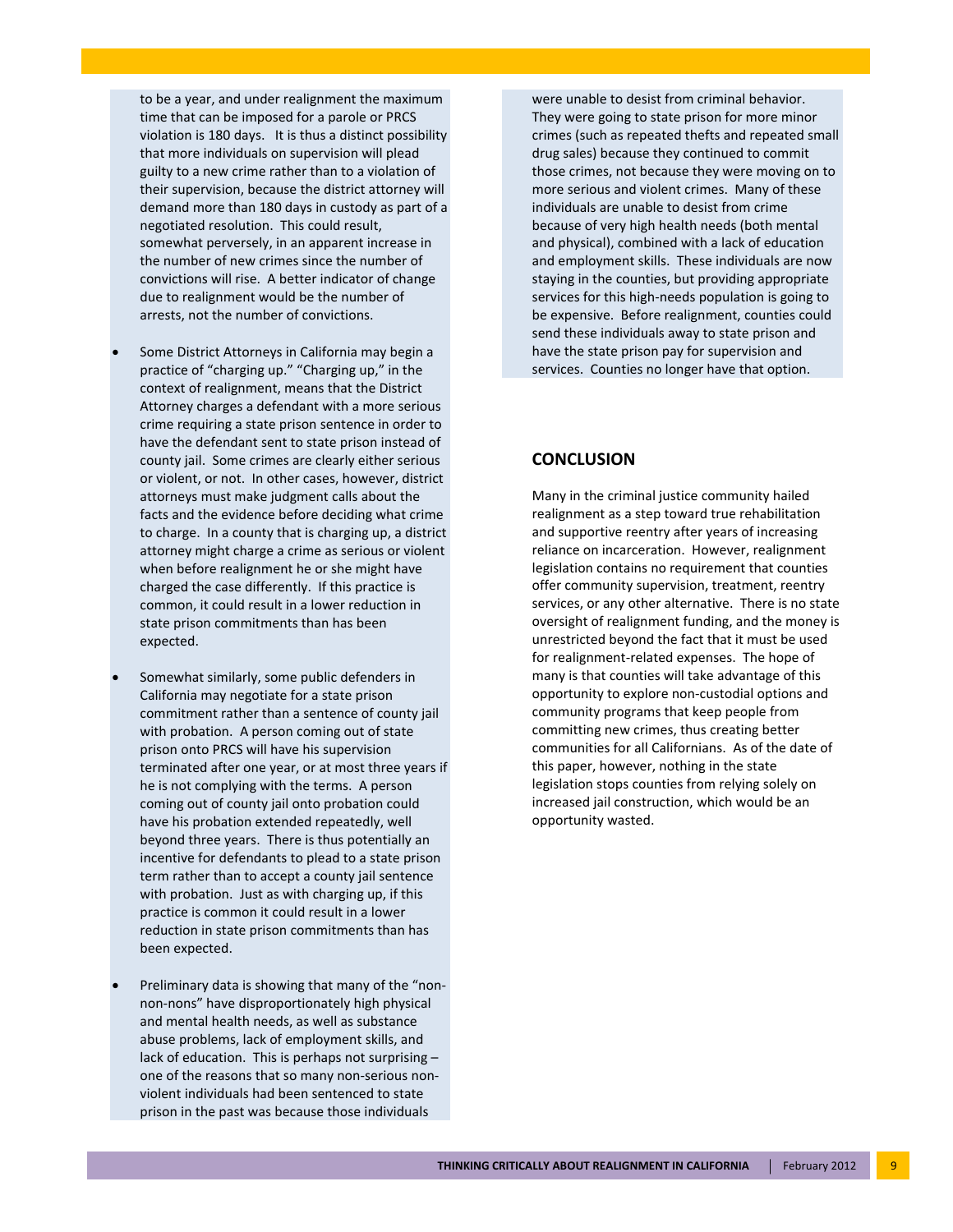to be a year, and under realignment the maximum time that can be imposed for a parole or PRCS violation is 180 days. It is thus a distinct possibility that more individuals on supervision will plead guilty to a new crime rather than to a violation of their supervision, because the district attorney will demand more than 180 days in custody as part of a negotiated resolution. This could result, somewhat perversely, in an apparent increase in the number of new crimes since the number of convictions will rise. A better indicator of change due to realignment would be the number of arrests, not the number of convictions.

- Some District Attorneys in California may begin a practice of "charging up." "Charging up," in the context of realignment, means that the District Attorney charges a defendant with a more serious crime requiring a state prison sentence in order to have the defendant sent to state prison instead of county jail. Some crimes are clearly either serious or violent, or not. In other cases, however, district attorneys must make judgment calls about the facts and the evidence before deciding what crime to charge. In a county that is charging up, a district attorney might charge a crime as serious or violent when before realignment he or she might have charged the case differently. If this practice is common, it could result in a lower reduction in state prison commitments than has been expected.

- Somewhat similarly, some public defenders in California may negotiate for a state prison commitment rather than a sentence of county jail with probation. A person coming out of state prison onto PRCS will have his supervision terminated after one year, or at most three years if he is not complying with the terms. A person coming out of county jail onto probation could have his probation extended repeatedly, well beyond three years. There is thus potentially an incentive for defendants to plead to a state prison term rather than to accept a county jail sentence with probation. Just as with charging up, if this practice is common it could result in a lower reduction in state prison commitments than has been expected.

- Preliminary data is showing that many of the "non-non-nons" have disproportionately high physical and mental health needs, as well as substance abuse problems, lack of employment skills, and lack of education. This is perhaps not surprising – one of the reasons that so many non-serious non-violent individuals had been sentenced to state prison in the past was because those individuals were unable to desist from criminal behavior. They were going to state prison for more minor crimes (such as repeated thefts and repeated small drug sales) because they continued to commit those crimes, not because they were moving on to more serious and violent crimes. Many of these individuals are unable to desist from crime because of very high health needs (both mental and physical), combined with a lack of education and employment skills. These individuals are now staying in the counties, but providing appropriate services for this high-needs population is going to be expensive. Before realignment, counties could send these individuals away to state prison and have the state prison pay for supervision and services. Counties no longer have that option.

## CONCLUSION

Many in the criminal justice community hailed realignment as a step toward true rehabilitation and supportive reentry after years of increasing reliance on incarceration. However, realignment legislation contains no requirement that counties offer community supervision, treatment, reentry services, or any other alternative. There is no state oversight of realignment funding, and the money is unrestricted beyond the fact that it must be used for realignment-related expenses. The hope of many is that counties will take advantage of this opportunity to explore non-custodial options and community programs that keep people from committing new crimes, thus creating better communities for all Californians. As of the date of this paper, however, nothing in the state legislation stops counties from relying solely on increased jail construction, which would be an opportunity wasted.